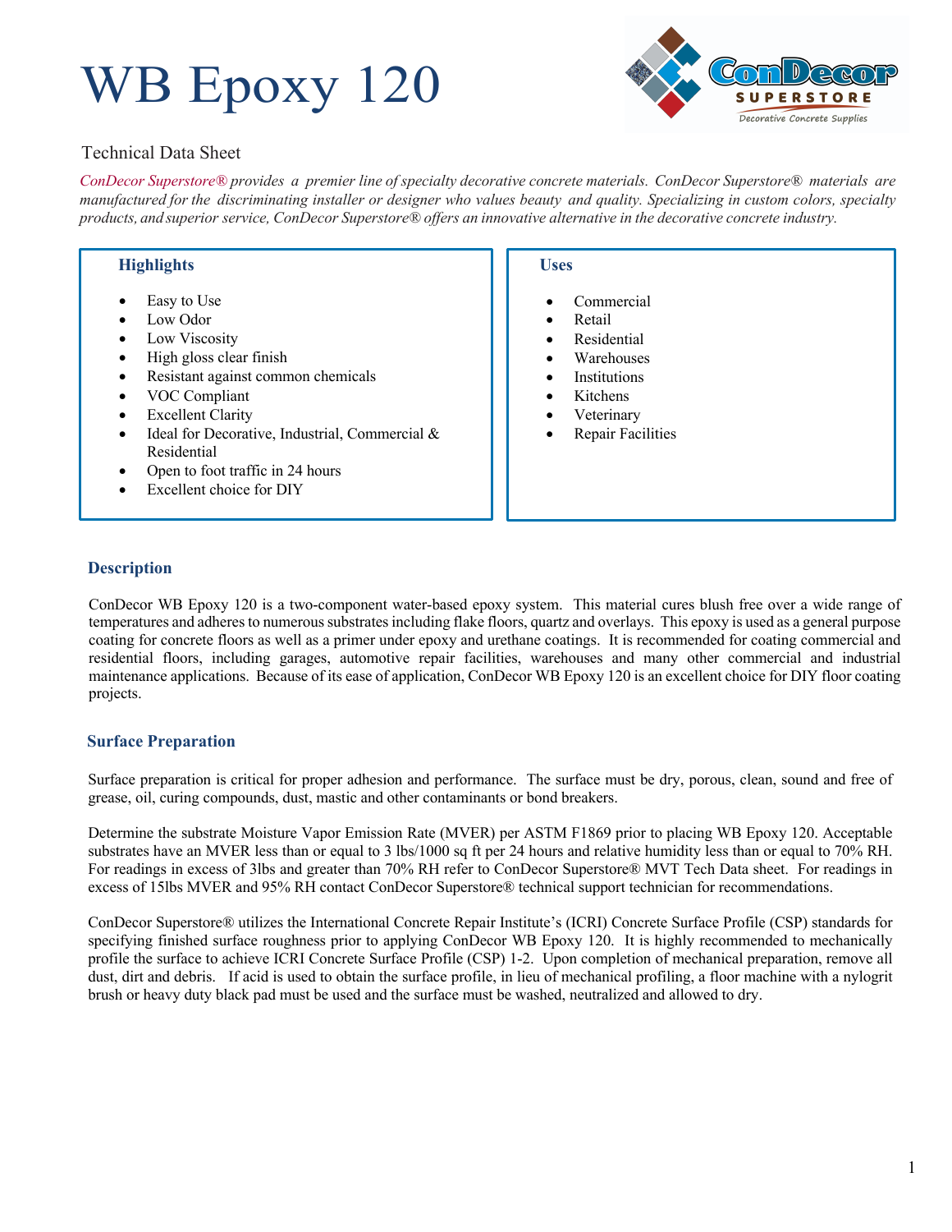# WB Epoxy 120

Technical Data Sheet

*ConDecor Superstore® provides a premier line of specialty decorative concrete materials. ConDecor Superstore® materials are manufactured for the discriminating installer or designer who values beauty and quality. Specializing in custom colors, specialty products, and superior service, ConDecor Superstore® offers an innovative alternative in the decorative concrete industry.*

### Highlights

- Easy to Use
- Low Odor
- Low Viscosity
- High gloss clear finish
- Resistant against common chemicals
- VOC Compliant
- Excellent Clarity
- Ideal for Decorative, Industrial, Commercial & Residential
- Open to foot traffic in 24 hours
- Excellent choice for DIY

### Uses

- Commercial
- Retail
- Residential
- Warehouses
- Institutions
- Kitchens
- Veterinary
- Repair Facilities

## Description

ConDecor WB Epoxy 120 is a two-component water-based epoxy system. This material cures blush free over a wide range of temperatures and adheres to numerous substrates including flake floors, quartz and overlays. This epoxy is used as a general purpose coating for concrete floors as well as a primer under epoxy and urethane coatings. It is recommended for coating commercial and residential floors, including garages, automotive repair facilities, warehouses and many other commercial and industrial maintenance applications. Because of its ease of application, ConDecor WB Epoxy 120 is an excellent choice for DIY floor coating projects.

## Surface Preparation

Surface preparation is critical for proper adhesion and performance. The surface must be dry, porous, clean, sound and free of grease, oil, curing compounds, dust, mastic and other contaminants or bond breakers.

Determine the substrate Moisture Vapor Emission Rate (MVER) per ASTM F1869 prior to placing WB Epoxy 120. Acceptable substrates have an MVER less than or equal to 3 lbs/1000 sq ft per 24 hours and relative humidity less than or equal to 70% RH. For readings in excess of 3lbs and greater than 70% RH refer to ConDecor Superstore® MVT Tech Data sheet. For readings in excess of 15lbs MVER and 95% RH contact ConDecor Superstore® technical support technician for recommendations.

ConDecor Superstore® utilizes the International Concrete Repair Institute's (ICRI) Concrete Surface Profile (CSP) standards for specifying finished surface roughness prior to applying ConDecor WB Epoxy 120. It is highly recommended to mechanically profile the surface to achieve ICRI Concrete Surface Profile (CSP) 1-2. Upon completion of mechanical preparation, remove all dust, dirt and debris. If acid is used to obtain the surface profile, in lieu of mechanical profiling, a floor machine with a nylogrit brush or heavy duty black pad must be used and the surface must be washed, neutralized and allowed to dry.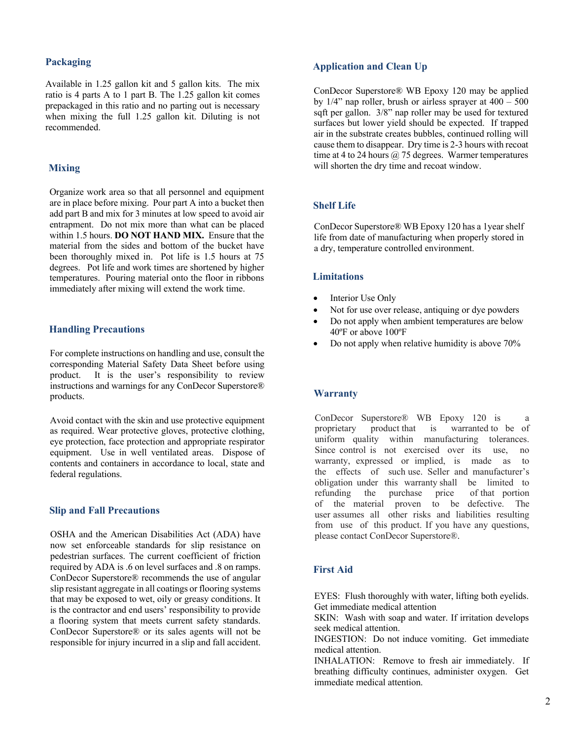## Packaging

Available in 1.25 gallon kit and 5 gallon kits. The mix ratio is 4 parts A to 1 part B. The 1.25 gallon kit comes prepackaged in this ratio and no parting out is necessary when mixing the full 1.25 gallon kit. Diluting is not recommended.

## Mixing

Organize work area so that all personnel and equipment are in place before mixing. Pour part A into a bucket then add part B and mix for 3 minutes at low speed to avoid air entrapment. Do not mix more than what can be placed within 1.5 hours. **DO NOT HAND MIX.** Ensure that the material from the sides and bottom of the bucket have been thoroughly mixed in. Pot life is 1.5 hours at 75 degrees. Pot life and work times are shortened by higher temperatures. Pouring material onto the floor in ribbons immediately after mixing will extend the work time.

## Handling Precautions

For complete instructions on handling and use, consult the corresponding Material Safety Data Sheet before using product. It is the user's responsibility to review instructions and warnings for any ConDecor Superstore® products.

Avoid contact with the skin and use protective equipment as required. Wear protective gloves, protective clothing, eye protection, face protection and appropriate respirator equipment. Use in well ventilated areas. Dispose of contents and containers in accordance to local, state and federal regulations.

## Slip and Fall Precautions

OSHA and the American Disabilities Act (ADA) have now set enforceable standards for slip resistance on pedestrian surfaces. The current coefficient of friction required by ADA is .6 on level surfaces and .8 on ramps. ConDecor Superstore® recommends the use of angular slip resistant aggregate in all coatings or flooring systems that may be exposed to wet, oily or greasy conditions. It is the contractor and end users' responsibility to provide a flooring system that meets current safety standards. ConDecor Superstore® or its sales agents will not be responsible for injury incurred in a slip and fall accident.

## Application and Clean Up

ConDecor Superstore® WB Epoxy 120 may be applied by 1/4" nap roller, brush or airless sprayer at 400 – 500 sqft per gallon. 3/8" nap roller may be used for textured surfaces but lower yield should be expected. If trapped air in the substrate creates bubbles, continued rolling will cause them to disappear. Dry time is 2-3 hours with recoat time at 4 to 24 hours @ 75 degrees. Warmer temperatures will shorten the dry time and recoat window.

## Shelf Life

ConDecor Superstore® WB Epoxy 120 has a 1year shelf life from date of manufacturing when properly stored in a dry, temperature controlled environment.

## Limitations

- Interior Use Only
- Not for use over release, antiquing or dye powders
- Do not apply when ambient temperatures are below 40ºF or above 100ºF
- Do not apply when relative humidity is above 70%

## Warranty

ConDecor Superstore® WB Epoxy 120 is a proprietary product that is warranted to be of uniform quality within manufacturing tolerances. Since control is not exercised over its use, no warranty, expressed or implied, is made as to the effects of such use. Seller and manufacturer's obligation under this warranty shall be limited to refunding the purchase price of that portion of the material proven to be defective. The user assumes all other risks and liabilities resulting from use of this product. If you have any questions, please contact ConDecor Superstore®.

## First Aid

EYES: Flush thoroughly with water, lifting both eyelids. Get immediate medical attention
SKIN: Wash with soap and water. If irritation develops seek medical attention.
INGESTION: Do not induce vomiting. Get immediate medical attention.
INHALATION: Remove to fresh air immediately. If breathing difficulty continues, administer oxygen. Get immediate medical attention.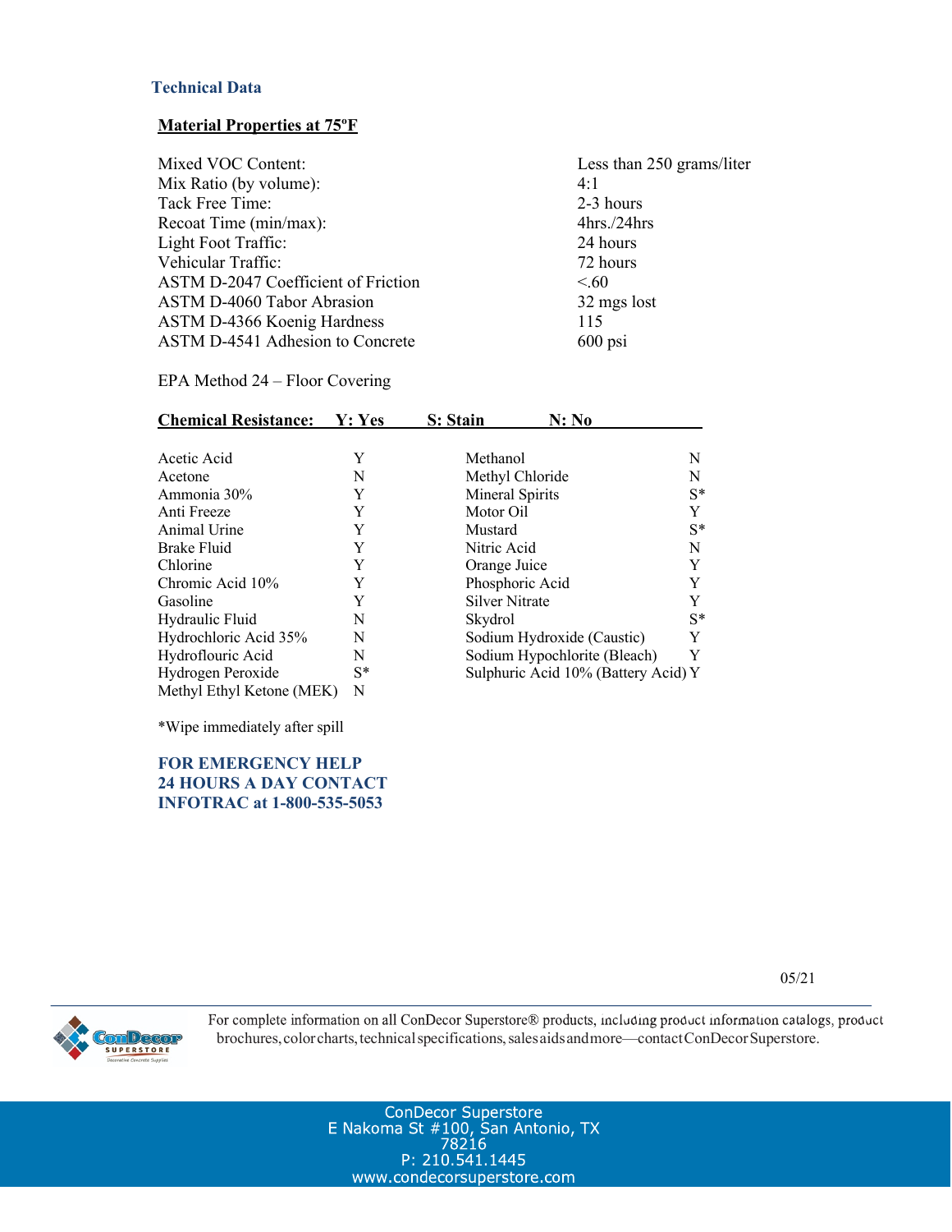## Technical Data

**Material Properties at 75ºF**

| | |
|---|---|
| Mixed VOC Content: | Less than 250 grams/liter |
| Mix Ratio (by volume): | 4:1 |
| Tack Free Time: | 2-3 hours |
| Recoat Time (min/max): | 4hrs./24hrs |
| Light Foot Traffic: | 24 hours |
| Vehicular Traffic: | 72 hours |
| ASTM D-2047 Coefficient of Friction | <.60 |
| ASTM D-4060 Tabor Abrasion | 32 mgs lost |
| ASTM D-4366 Koenig Hardness | 115 |
| ASTM D-4541 Adhesion to Concrete | 600 psi |

EPA Method 24 – Floor Covering

**Chemical Resistance: Y: Yes S: Stain N: No**

| | | | |
|---|---|---|---|
| Acetic Acid | Y | Methanol | N |
| Acetone | N | Methyl Chloride | N |
| Ammonia 30% | Y | Mineral Spirits | S* |
| Anti Freeze | Y | Motor Oil | Y |
| Animal Urine | Y | Mustard | S* |
| Brake Fluid | Y | Nitric Acid | N |
| Chlorine | Y | Orange Juice | Y |
| Chromic Acid 10% | Y | Phosphoric Acid | Y |
| Gasoline | Y | Silver Nitrate | Y |
| Hydraulic Fluid | N | Skydrol | S* |
| Hydrochloric Acid 35% | N | Sodium Hydroxide (Caustic) | Y |
| Hydroflouric Acid | N | Sodium Hypochlorite (Bleach) | Y |
| Hydrogen Peroxide | S* | Sulphuric Acid 10% (Battery Acid) | Y |
| Methyl Ethyl Ketone (MEK) | N | | |

*Wipe immediately after spill

**FOR EMERGENCY HELP
24 HOURS A DAY CONTACT
INFOTRAC at 1-800-535-5053**

05/21

For complete information on all ConDecor Superstore® products, including product information catalogs, product brochures, color charts, technical specifications, sales aids and more—contact ConDecor Superstore.

ConDecor Superstore
E Nakoma St #100, San Antonio, TX
78216
P: 210.541.1445
www.condecorsuperstore.com